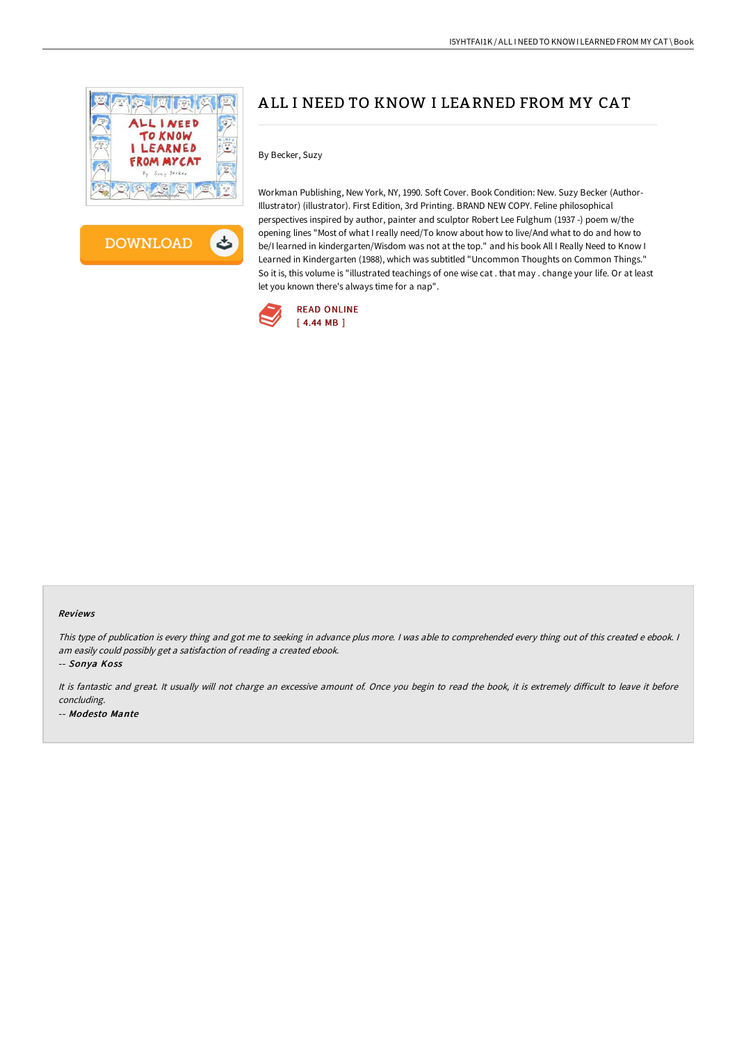# ALL I NEED TO KNOW I LEARNED FROM MY CAT

By Becker, Suzy

Workman Publishing, New York, NY, 1990. Soft Cover. Book Condition: New. Suzy Becker (Author-Illustrator) (illustrator). First Edition, 3rd Printing. BRAND NEW COPY. Feline philosophical perspectives inspired by author, painter and sculptor Robert Lee Fulghum (1937 -) poem w/the opening lines "Most of what I really need/To know about how to live/And what to do and how to be/I learned in kindergarten/Wisdom was not at the top." and his book All I Really Need to Know I Learned in Kindergarten (1988), which was subtitled "Uncommon Thoughts on Common Things." So it is, this volume is "illustrated teachings of one wise cat . that may . change your life. Or at least let you known there's always time for a nap".

READ ONLINE
[ 4.44 MB ]

### Reviews

*This type of publication is every thing and got me to seeking in advance plus more. I was able to comprehended every thing out of this created e ebook. I am easily could possibly get a satisfaction of reading a created ebook.*

-- *Sonya Koss*

*It is fantastic and great. It usually will not charge an excessive amount of. Once you begin to read the book, it is extremely difficult to leave it before concluding.*

-- *Modesto Mante*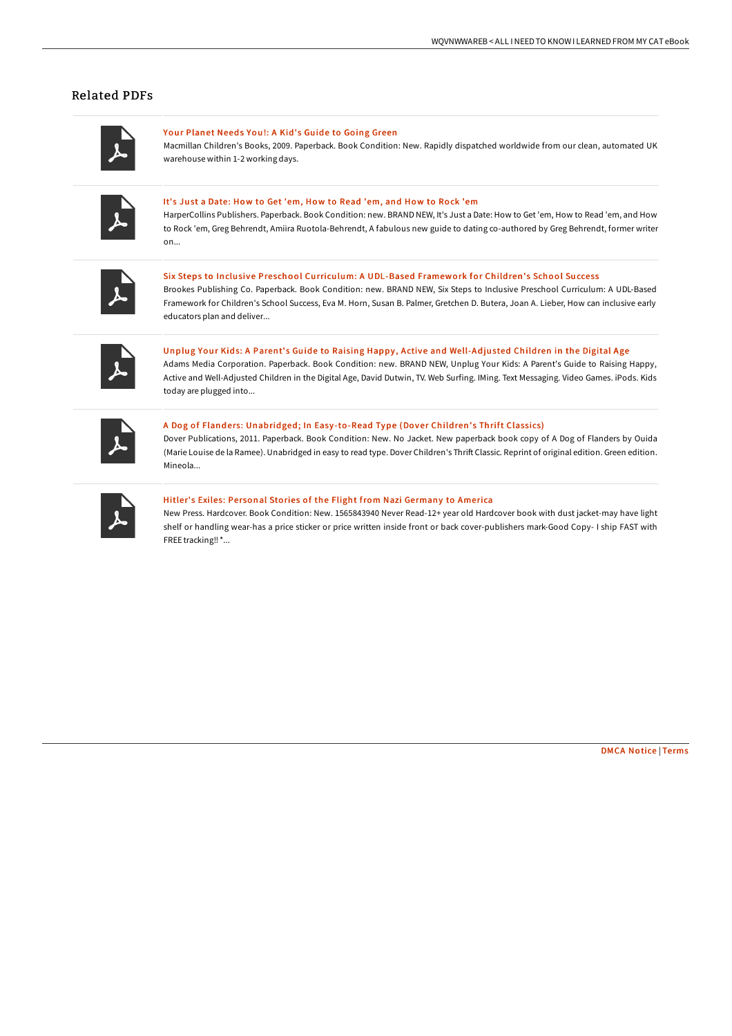## Related PDFs

### Your Planet Needs You!: A Kid's Guide to Going Green

Macmillan Children's Books, 2009. Paperback. Book Condition: New. Rapidly dispatched worldwide from our clean, automated UK warehouse within 1-2 working days.

### It's Just a Date: How to Get 'em, How to Read 'em, and How to Rock 'em

HarperCollins Publishers. Paperback. Book Condition: new. BRAND NEW, It's Just a Date: How to Get 'em, How to Read 'em, and How to Rock 'em, Greg Behrendt, Amiira Ruotola-Behrendt, A fabulous new guide to dating co-authored by Greg Behrendt, former writer on...

### Six Steps to Inclusive Preschool Curriculum: A UDL-Based Framework for Children's School Success

Brookes Publishing Co. Paperback. Book Condition: new. BRAND NEW, Six Steps to Inclusive Preschool Curriculum: A UDL-Based Framework for Children's School Success, Eva M. Horn, Susan B. Palmer, Gretchen D. Butera, Joan A. Lieber, How can inclusive early educators plan and deliver...

### Unplug Your Kids: A Parent's Guide to Raising Happy, Active and Well-Adjusted Children in the Digital Age

Adams Media Corporation. Paperback. Book Condition: new. BRAND NEW, Unplug Your Kids: A Parent's Guide to Raising Happy, Active and Well-Adjusted Children in the Digital Age, David Dutwin, TV. Web Surfing. IMing. Text Messaging. Video Games. iPods. Kids today are plugged into...

### A Dog of Flanders: Unabridged; In Easy-to-Read Type (Dover Children's Thrift Classics)

Dover Publications, 2011. Paperback. Book Condition: New. No Jacket. New paperback book copy of A Dog of Flanders by Ouida (Marie Louise de la Ramee). Unabridged in easy to read type. Dover Children's Thrift Classic. Reprint of original edition. Green edition. Mineola...

### Hitler's Exiles: Personal Stories of the Flight from Nazi Germany to America

New Press. Hardcover. Book Condition: New. 1565843940 Never Read-12+ year old Hardcover book with dust jacket-may have light shelf or handling wear-has a price sticker or price written inside front or back cover-publishers mark-Good Copy- I ship FAST with FREE tracking!! *...

DMCA Notice | Terms